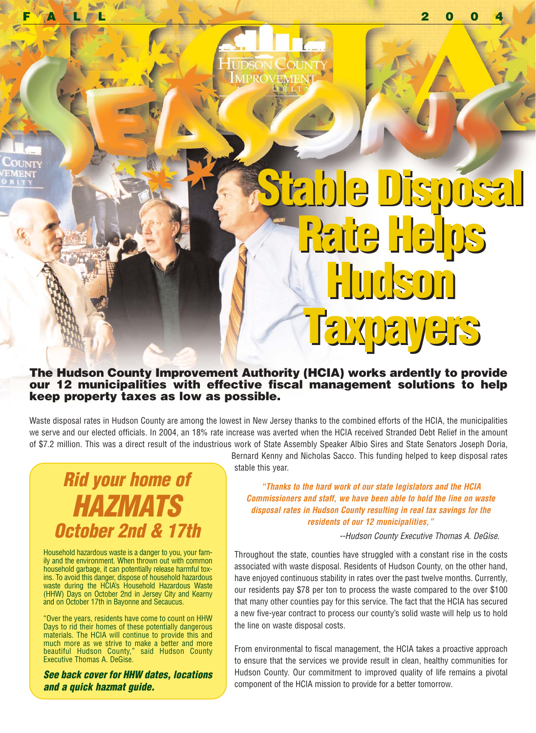FALL 2004

HCIA SEASONS

# Stable Disposal Rate Helps Hudson Taxpayers

**The Hudson County Improvement Authority (HCIA) works ardently to provide our 12 municipalities with effective fiscal management solutions to help keep property taxes as low as possible.**

Waste disposal rates in Hudson County are among the lowest in New Jersey thanks to the combined efforts of the HCIA, the municipalities we serve and our elected officials. In 2004, an 18% rate increase was averted when the HCIA received Stranded Debt Relief in the amount of $7.2 million. This was a direct result of the industrious work of State Assembly Speaker Albio Sires and State Senators Joseph Doria, Bernard Kenny and Nicholas Sacco. This funding helped to keep disposal rates stable this year.

> ***"Thanks to the hard work of our state legislators and the HCIA Commissioners and staff, we have been able to hold the line on waste disposal rates in Hudson County resulting in real tax savings for the residents of our 12 municipalities,"***
>
> *--Hudson County Executive Thomas A. DeGise.*

Throughout the state, counties have struggled with a constant rise in the costs associated with waste disposal. Residents of Hudson County, on the other hand, have enjoyed continuous stability in rates over the past twelve months. Currently, our residents pay $78 per ton to process the waste compared to the over $100 that many other counties pay for this service. The fact that the HCIA has secured a new five-year contract to process our county's solid waste will help us to hold the line on waste disposal costs.

From environmental to fiscal management, the HCIA takes a proactive approach to ensure that the services we provide result in clean, healthy communities for Hudson County. Our commitment to improved quality of life remains a pivotal component of the HCIA mission to provide for a better tomorrow.

## *Rid your home of HAZMATS October 2nd & 17th*

Household hazardous waste is a danger to you, your family and the environment. When thrown out with common household garbage, it can potentially release harmful toxins. To avoid this danger, dispose of household hazardous waste during the HCIA's Household Hazardous Waste (HHW) Days on October 2nd in Jersey City and Kearny and on October 17th in Bayonne and Secaucus.

"Over the years, residents have come to count on HHW Days to rid their homes of these potentially dangerous materials. The HCIA will continue to provide this and much more as we strive to make a better and more beautiful Hudson County," said Hudson County Executive Thomas A. DeGise.

***See back cover for HHW dates, locations and a quick hazmat guide.***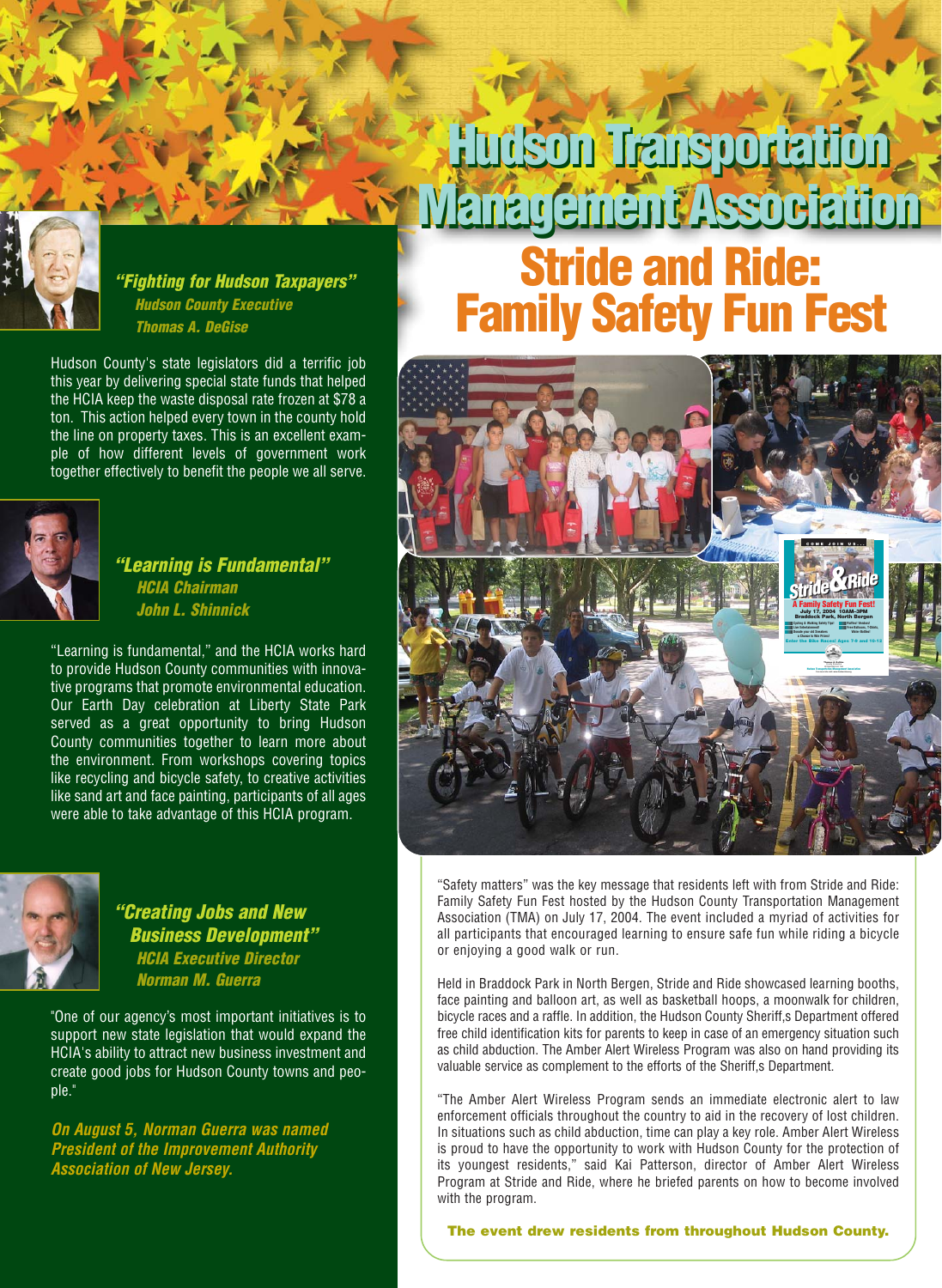# Hudson Transportation Management Association

## Stride and Ride: Family Safety Fun Fest

### *"Fighting for Hudson Taxpayers"*
***Hudson County Executive***
***Thomas A. DeGise***

Hudson County's state legislators did a terrific job this year by delivering special state funds that helped the HCIA keep the waste disposal rate frozen at $78 a ton. This action helped every town in the county hold the line on property taxes. This is an excellent example of how different levels of government work together effectively to benefit the people we all serve.

### *"Learning is Fundamental"*
***HCIA Chairman***
***John L. Shinnick***

"Learning is fundamental," and the HCIA works hard to provide Hudson County communities with innovative programs that promote environmental education. Our Earth Day celebration at Liberty State Park served as a great opportunity to bring Hudson County communities together to learn more about the environment. From workshops covering topics like recycling and bicycle safety, to creative activities like sand art and face painting, participants of all ages were able to take advantage of this HCIA program.

### *"Creating Jobs and New Business Development"*
***HCIA Executive Director***
***Norman M. Guerra***

"One of our agency's most important initiatives is to support new state legislation that would expand the HCIA's ability to attract new business investment and create good jobs for Hudson County towns and people."

***On August 5, Norman Guerra was named President of the Improvement Authority Association of New Jersey.***

"Safety matters" was the key message that residents left with from Stride and Ride: Family Safety Fun Fest hosted by the Hudson County Transportation Management Association (TMA) on July 17, 2004. The event included a myriad of activities for all participants that encouraged learning to ensure safe fun while riding a bicycle or enjoying a good walk or run.

Held in Braddock Park in North Bergen, Stride and Ride showcased learning booths, face painting and balloon art, as well as basketball hoops, a moonwalk for children, bicycle races and a raffle. In addition, the Hudson County Sheriff,s Department offered free child identification kits for parents to keep in case of an emergency situation such as child abduction. The Amber Alert Wireless Program was also on hand providing its valuable service as complement to the efforts of the Sheriff,s Department.

"The Amber Alert Wireless Program sends an immediate electronic alert to law enforcement officials throughout the country to aid in the recovery of lost children. In situations such as child abduction, time can play a key role. Amber Alert Wireless is proud to have the opportunity to work with Hudson County for the protection of its youngest residents," said Kai Patterson, director of Amber Alert Wireless Program at Stride and Ride, where he briefed parents on how to become involved with the program.

**The event drew residents from throughout Hudson County.**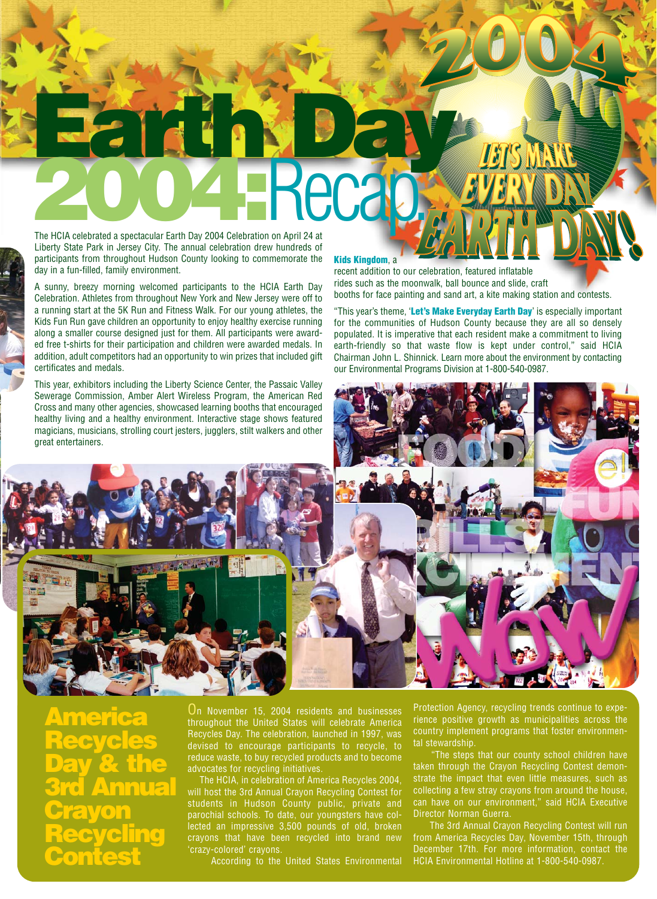# Earth Day 2004: Recap

LET'S MAKE EVERY DAY EARTH DAY!

The HCIA celebrated a spectacular Earth Day 2004 Celebration on April 24 at Liberty State Park in Jersey City. The annual celebration drew hundreds of participants from throughout Hudson County looking to commemorate the day in a fun-filled, family environment.

A sunny, breezy morning welcomed participants to the HCIA Earth Day Celebration. Athletes from throughout New York and New Jersey were off to a running start at the 5K Run and Fitness Walk. For our young athletes, the Kids Fun Run gave children an opportunity to enjoy healthy exercise running along a smaller course designed just for them. All participants were awarded free t-shirts for their participation and children were awarded medals. In addition, adult competitors had an opportunity to win prizes that included gift certificates and medals.

This year, exhibitors including the Liberty Science Center, the Passaic Valley Sewerage Commission, Amber Alert Wireless Program, the American Red Cross and many other agencies, showcased learning booths that encouraged healthy living and a healthy environment. Interactive stage shows featured magicians, musicians, strolling court jesters, jugglers, stilt walkers and other great entertainers.

**Kids Kingdom**, a recent addition to our celebration, featured inflatable rides such as the moonwalk, ball bounce and slide, craft booths for face painting and sand art, a kite making station and contests.

"This year's theme, '**Let's Make Everyday Earth Day**' is especially important for the communities of Hudson County because they are all so densely populated. It is imperative that each resident make a commitment to living earth-friendly so that waste flow is kept under control," said HCIA Chairman John L. Shinnick. Learn more about the environment by contacting our Environmental Programs Division at 1-800-540-0987.

## America Recycles Day & the 3rd Annual Crayon Recycling Contest

On November 15, 2004 residents and businesses throughout the United States will celebrate America Recycles Day. The celebration, launched in 1997, was devised to encourage participants to recycle, to reduce waste, to buy recycled products and to become advocates for recycling initiatives.

The HCIA, in celebration of America Recycles 2004, will host the 3rd Annual Crayon Recycling Contest for students in Hudson County public, private and parochial schools. To date, our youngsters have collected an impressive 3,500 pounds of old, broken crayons that have been recycled into brand new 'crazy-colored' crayons.

According to the United States Environmental Protection Agency, recycling trends continue to experience positive growth as municipalities across the country implement programs that foster environmental stewardship.

"The steps that our county school children have taken through the Crayon Recycling Contest demonstrate the impact that even little measures, such as collecting a few stray crayons from around the house, can have on our environment," said HCIA Executive Director Norman Guerra.

The 3rd Annual Crayon Recycling Contest will run from America Recycles Day, November 15th, through December 17th. For more information, contact the HCIA Environmental Hotline at 1-800-540-0987.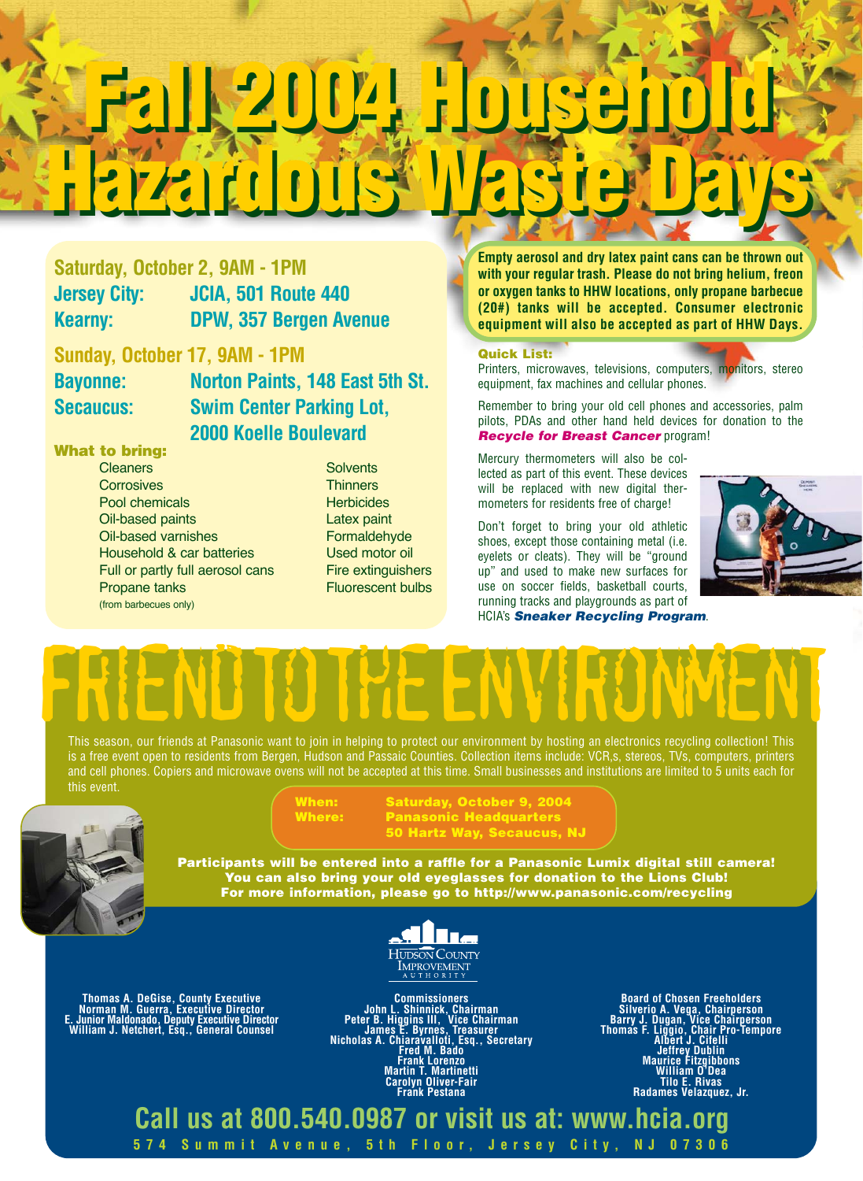# Fall 2004 Household Hazardous Waste Days

**Saturday, October 2, 9AM - 1PM**

**Jersey City:** JCIA, 501 Route 440

**Kearny:** DPW, 357 Bergen Avenue

**Sunday, October 17, 9AM - 1PM**

**Bayonne:** Norton Paints, 148 East 5th St.

**Secaucus:** Swim Center Parking Lot, 2000 Koelle Boulevard

**What to bring:**

- Cleaners
- Corrosives
- Pool chemicals
- Oil-based paints
- Oil-based varnishes
- Household & car batteries
- Full or partly full aerosol cans
- Propane tanks (from barbecues only)
- Solvents
- Thinners
- Herbicides
- Latex paint
- Formaldehyde
- Used motor oil
- Fire extinguishers
- Fluorescent bulbs

**Empty aerosol and dry latex paint cans can be thrown out with your regular trash. Please do not bring helium, freon or oxygen tanks to HHW locations, only propane barbecue (20#) tanks will be accepted. Consumer electronic equipment will also be accepted as part of HHW Days.**

**Quick List:**
Printers, microwaves, televisions, computers, monitors, stereo equipment, fax machines and cellular phones.

Remember to bring your old cell phones and accessories, palm pilots, PDAs and other hand held devices for donation to the ***Recycle for Breast Cancer*** program!

Mercury thermometers will also be collected as part of this event. These devices will be replaced with new digital thermometers for residents free of charge!

Don't forget to bring your old athletic shoes, except those containing metal (i.e. eyelets or cleats). They will be "ground up" and used to make new surfaces for use on soccer fields, basketball courts, running tracks and playgrounds as part of HCIA's ***Sneaker Recycling Program***.

# FRIEND TO THE ENVIRONMENT

This season, our friends at Panasonic want to join in helping to protect our environment by hosting an electronics recycling collection! This is a free event open to residents from Bergen, Hudson and Passaic Counties. Collection items include: VCR,s, stereos, TVs, computers, printers and cell phones. Copiers and microwave ovens will not be accepted at this time. Small businesses and institutions are limited to 5 units each for this event.

**When:** Saturday, October 9, 2004
**Where:** Panasonic Headquarters, 50 Hartz Way, Secaucus, NJ

**Participants will be entered into a raffle for a Panasonic Lumix digital still camera!**
**You can also bring your old eyeglasses for donation to the Lions Club!**
**For more information, please go to http://www.panasonic.com/recycling**

Hudson County Improvement Authority

**Thomas A. DeGise, County Executive**
**Norman M. Guerra, Executive Director**
**E. Junior Maldonado, Deputy Executive Director**
**William J. Netchert, Esq., General Counsel**

**Commissioners**
**John L. Shinnick, Chairman**
**Peter B. Higgins III, Vice Chairman**
**James E. Byrnes, Treasurer**
**Nicholas A. Chiaravalloti, Esq., Secretary**
**Fred M. Bado**
**Frank Lorenzo**
**Martin T. Martinetti**
**Carolyn Oliver-Fair**
**Frank Pestana**

**Board of Chosen Freeholders**
**Silverio A. Vega, Chairperson**
**Barry J. Dugan, Vice Chairperson**
**Thomas F. Liggio, Chair Pro-Tempore**
**Albert J. Cifelli**
**Jeffrey Dublin**
**Maurice Fitzgibbons**
**William O'Dea**
**Tilo E. Rivas**
**Radames Velazquez, Jr.**

## Call us at 800.540.0987 or visit us at: www.hcia.org

574 Summit Avenue, 5th Floor, Jersey City, NJ 07306